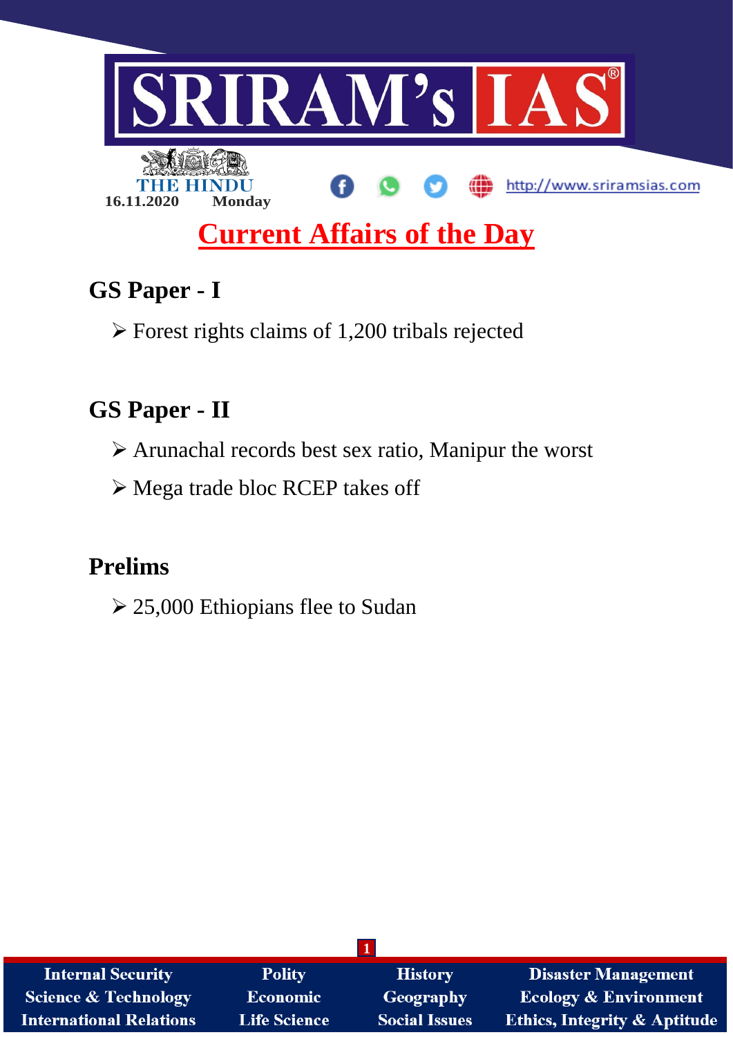SRIRAM's IAS

THE HINDU
16.11.2020 Monday

http://www.sriramsias.com

# Current Affairs of the Day

## GS Paper - I

- Forest rights claims of 1,200 tribals rejected

## GS Paper - II

- Arunachal records best sex ratio, Manipur the worst
- Mega trade bloc RCEP takes off

## Prelims

- 25,000 Ethiopians flee to Sudan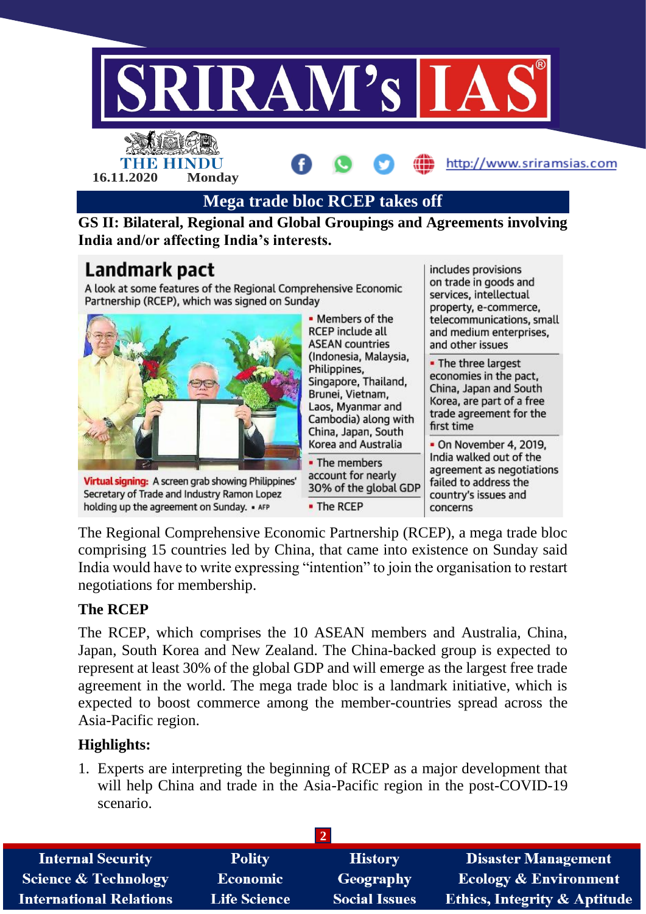16.11.2020 Monday

## Mega trade bloc RCEP takes off

**GS II: Bilateral, Regional and Global Groupings and Agreements involving India and/or affecting India's interests.**

### Landmark pact

A look at some features of the Regional Comprehensive Economic Partnership (RCEP), which was signed on Sunday

**Virtual signing:** A screen grab showing Philippines' Secretary of Trade and Industry Ramon Lopez holding up the agreement on Sunday. ▪ AFP

- Members of the RCEP include all ASEAN countries (Indonesia, Malaysia, Philippines, Singapore, Thailand, Brunei, Vietnam, Laos, Myanmar and Cambodia) along with China, Japan, South Korea and Australia
- The members account for nearly 30% of the global GDP
- The RCEP includes provisions on trade in goods and services, intellectual property, e-commerce, telecommunications, small and medium enterprises, and other issues
- The three largest economies in the pact, China, Japan and South Korea, are part of a free trade agreement for the first time
- On November 4, 2019, India walked out of the agreement as negotiations failed to address the country's issues and concerns

The Regional Comprehensive Economic Partnership (RCEP), a mega trade bloc comprising 15 countries led by China, that came into existence on Sunday said India would have to write expressing "intention" to join the organisation to restart negotiations for membership.

**The RCEP**

The RCEP, which comprises the 10 ASEAN members and Australia, China, Japan, South Korea and New Zealand. The China-backed group is expected to represent at least 30% of the global GDP and will emerge as the largest free trade agreement in the world. The mega trade bloc is a landmark initiative, which is expected to boost commerce among the member-countries spread across the Asia-Pacific region.

**Highlights:**

1. Experts are interpreting the beginning of RCEP as a major development that will help China and trade in the Asia-Pacific region in the post-COVID-19 scenario.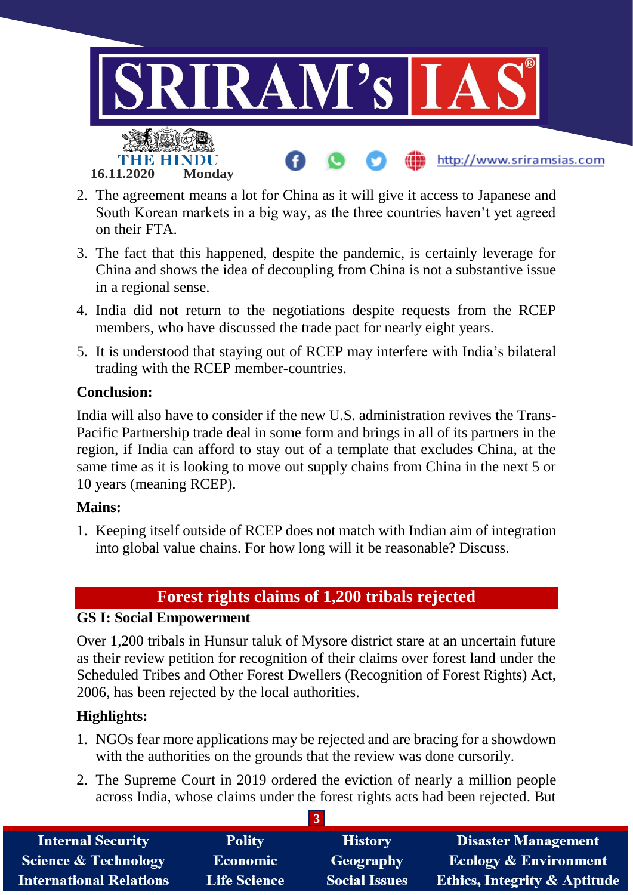2. The agreement means a lot for China as it will give it access to Japanese and South Korean markets in a big way, as the three countries haven't yet agreed on their FTA.
3. The fact that this happened, despite the pandemic, is certainly leverage for China and shows the idea of decoupling from China is not a substantive issue in a regional sense.
4. India did not return to the negotiations despite requests from the RCEP members, who have discussed the trade pact for nearly eight years.
5. It is understood that staying out of RCEP may interfere with India's bilateral trading with the RCEP member-countries.

**Conclusion:**

India will also have to consider if the new U.S. administration revives the Trans-Pacific Partnership trade deal in some form and brings in all of its partners in the region, if India can afford to stay out of a template that excludes China, at the same time as it is looking to move out supply chains from China in the next 5 or 10 years (meaning RCEP).

**Mains:**

1. Keeping itself outside of RCEP does not match with Indian aim of integration into global value chains. For how long will it be reasonable? Discuss.

## Forest rights claims of 1,200 tribals rejected

**GS I: Social Empowerment**

Over 1,200 tribals in Hunsur taluk of Mysore district stare at an uncertain future as their review petition for recognition of their claims over forest land under the Scheduled Tribes and Other Forest Dwellers (Recognition of Forest Rights) Act, 2006, has been rejected by the local authorities.

**Highlights:**

1. NGOs fear more applications may be rejected and are bracing for a showdown with the authorities on the grounds that the review was done cursorily.
2. The Supreme Court in 2019 ordered the eviction of nearly a million people across India, whose claims under the forest rights acts had been rejected. But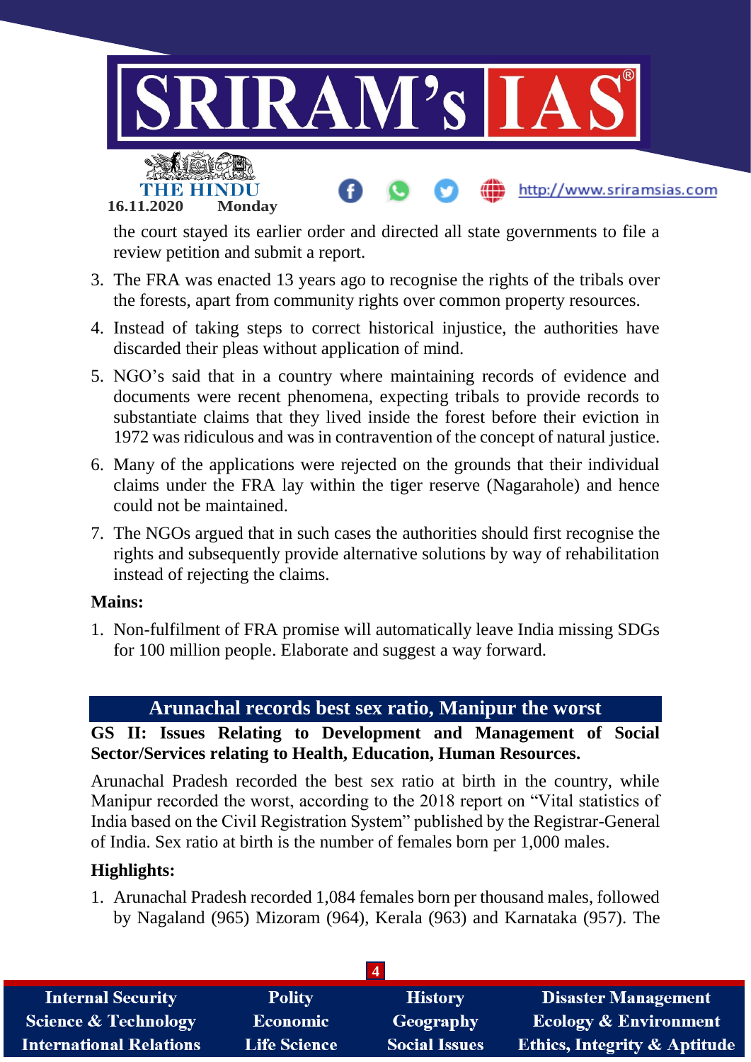the court stayed its earlier order and directed all state governments to file a review petition and submit a report.

3. The FRA was enacted 13 years ago to recognise the rights of the tribals over the forests, apart from community rights over common property resources.
4. Instead of taking steps to correct historical injustice, the authorities have discarded their pleas without application of mind.
5. NGO's said that in a country where maintaining records of evidence and documents were recent phenomena, expecting tribals to provide records to substantiate claims that they lived inside the forest before their eviction in 1972 was ridiculous and was in contravention of the concept of natural justice.
6. Many of the applications were rejected on the grounds that their individual claims under the FRA lay within the tiger reserve (Nagarahole) and hence could not be maintained.
7. The NGOs argued that in such cases the authorities should first recognise the rights and subsequently provide alternative solutions by way of rehabilitation instead of rejecting the claims.

**Mains:**

1. Non-fulfilment of FRA promise will automatically leave India missing SDGs for 100 million people. Elaborate and suggest a way forward.

## Arunachal records best sex ratio, Manipur the worst

**GS II: Issues Relating to Development and Management of Social Sector/Services relating to Health, Education, Human Resources.**

Arunachal Pradesh recorded the best sex ratio at birth in the country, while Manipur recorded the worst, according to the 2018 report on "Vital statistics of India based on the Civil Registration System" published by the Registrar-General of India. Sex ratio at birth is the number of females born per 1,000 males.

**Highlights:**

1. Arunachal Pradesh recorded 1,084 females born per thousand males, followed by Nagaland (965) Mizoram (964), Kerala (963) and Karnataka (957). The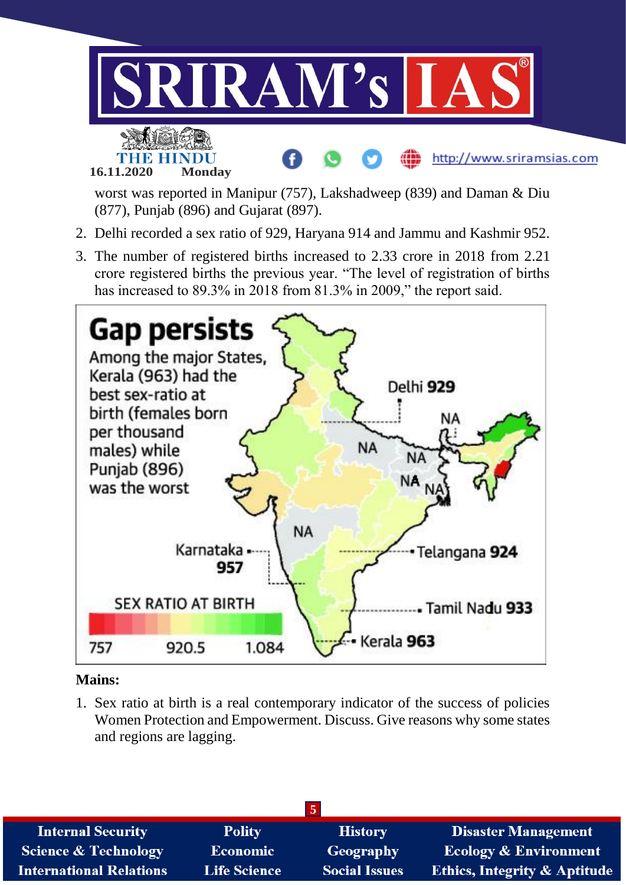worst was reported in Manipur (757), Lakshadweep (839) and Daman & Diu (877), Punjab (896) and Gujarat (897).

2. Delhi recorded a sex ratio of 929, Haryana 914 and Jammu and Kashmir 952.
3. The number of registered births increased to 2.33 crore in 2018 from 2.21 crore registered births the previous year. "The level of registration of births has increased to 89.3% in 2018 from 81.3% in 2009," the report said.

**Gap persists**

Among the major States, Kerala (963) had the best sex-ratio at birth (females born per thousand males) while Punjab (896) was the worst

Delhi 929

NA

NA

NA

NA

NA

NA

Karnataka 957

Telangana 924

Tamil Nadu 933

Kerala 963

SEX RATIO AT BIRTH

757 920.5 1.084

**Mains:**

1. Sex ratio at birth is a real contemporary indicator of the success of policies Women Protection and Empowerment. Discuss. Give reasons why some states and regions are lagging.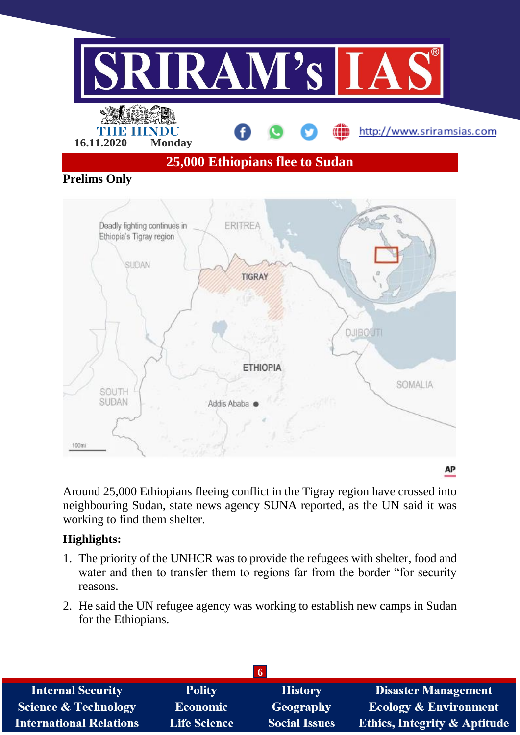# 25,000 Ethiopians flee to Sudan

**Prelims Only**

Deadly fighting continues in Ethiopia's Tigray region

ERITREA

SUDAN

TIGRAY

DJIBOUTI

ETHIOPIA

SOUTH SUDAN

SOMALIA

Addis Ababa

100mi

AP

Around 25,000 Ethiopians fleeing conflict in the Tigray region have crossed into neighbouring Sudan, state news agency SUNA reported, as the UN said it was working to find them shelter.

**Highlights:**

1. The priority of the UNHCR was to provide the refugees with shelter, food and water and then to transfer them to regions far from the border "for security reasons.
2. He said the UN refugee agency was working to establish new camps in Sudan for the Ethiopians.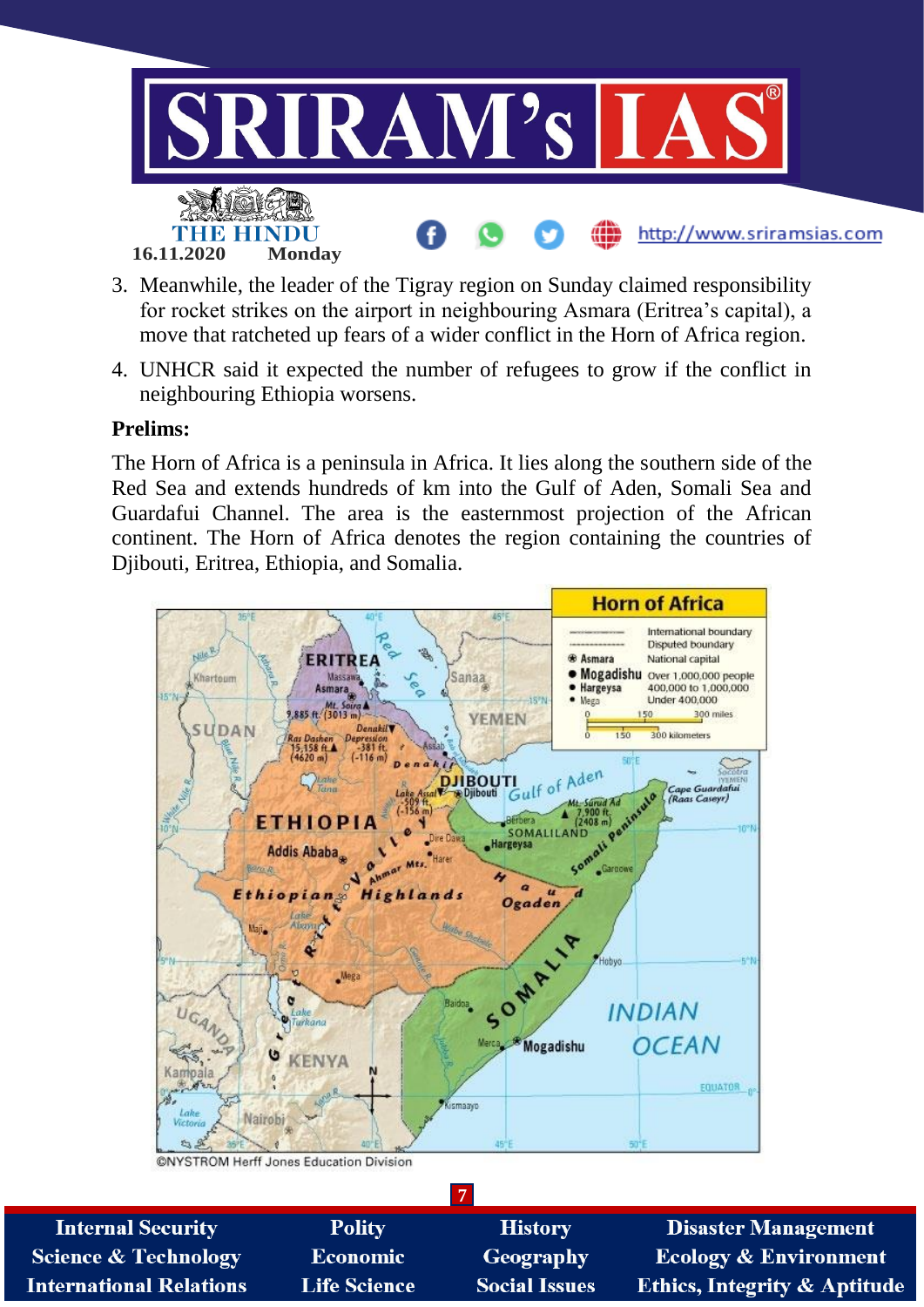3. Meanwhile, the leader of the Tigray region on Sunday claimed responsibility for rocket strikes on the airport in neighbouring Asmara (Eritrea's capital), a move that ratcheted up fears of a wider conflict in the Horn of Africa region.
4. UNHCR said it expected the number of refugees to grow if the conflict in neighbouring Ethiopia worsens.

**Prelims:**

The Horn of Africa is a peninsula in Africa. It lies along the southern side of the Red Sea and extends hundreds of km into the Gulf of Aden, Somali Sea and Guardafui Channel. The area is the easternmost projection of the African continent. The Horn of Africa denotes the region containing the countries of Djibouti, Eritrea, Ethiopia, and Somalia.

Horn of Africa

International boundary
Disputed boundary
Asmara National capital
Mogadishu Over 1,000,000 people
Hargeysa 400,000 to 1,000,000
Mega Under 400,000
0 150 300 miles
0 150 300 kilometers

ERITREA
Massawa
Asmara
Mt. Soira 9,885 ft. (3013 m)
Red Sea
Sanaa
YEMEN
SUDAN
Khartoum
Denakil
Ras Dashen 15,158 ft. (4620 m)
Danakil Depression -381 ft. (-116 m)
Assab
Lake Tana
DJIBOUTI
Djibouti
Lake Assal -509 ft. (-156 m)
Gulf of Aden
Mt. Surud Ad 7,900 ft. (2408 m)
Socotra (YEMEN)
Cape Guardafui (Raas Caseyr)
ETHIOPIA
Addis Ababa
Berbera
SOMALILAND
Hargeysa
Dire Dawa
Harer
Ahmar Mts.
Somali Peninsula
Garoowe
Ethiopian Highlands
Ogaden
Great Rift Valley
Lake Abaya
Maji
Mega
Hobyo
Lake Turkana
UGANDA
KENYA
Kampala
Lake Victoria
Nairobi
Baidoa
SOMALIA
Merca
Mogadishu
Kismaayo
INDIAN OCEAN
EQUATOR
35°E 40°E 45°E 50°E
15°N 10°N 5°N 0°

©NYSTROM Herff Jones Education Division